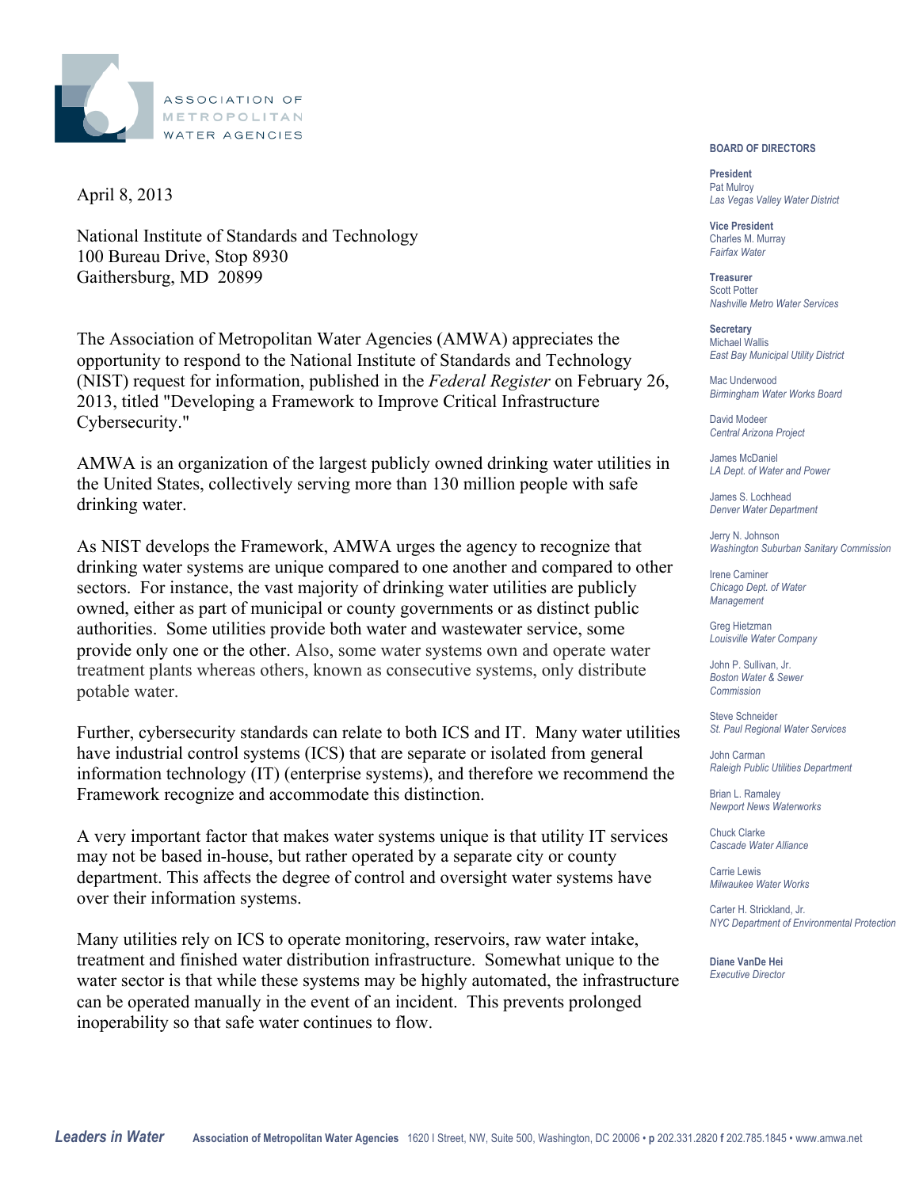ASSOCIATION OF METROPOLITAN WATER AGENCIES

**BOARD OF DIRECTORS**

**President**
Pat Mulroy
*Las Vegas Valley Water District*

**Vice President**
Charles M. Murray
*Fairfax Water*

**Treasurer**
Scott Potter
*Nashville Metro Water Services*

**Secretary**
Michael Wallis
*East Bay Municipal Utility District*

Mac Underwood
*Birmingham Water Works Board*

David Modeer
*Central Arizona Project*

James McDaniel
*LA Dept. of Water and Power*

James S. Lochhead
*Denver Water Department*

Jerry N. Johnson
*Washington Suburban Sanitary Commission*

Irene Caminer
*Chicago Dept. of Water Management*

Greg Hietzman
*Louisville Water Company*

John P. Sullivan, Jr.
*Boston Water & Sewer Commission*

Steve Schneider
*St. Paul Regional Water Services*

John Carman
*Raleigh Public Utilities Department*

Brian L. Ramaley
*Newport News Waterworks*

Chuck Clarke
*Cascade Water Alliance*

Carrie Lewis
*Milwaukee Water Works*

Carter H. Strickland, Jr.
*NYC Department of Environmental Protection*

**Diane VanDe Hei**
*Executive Director*

April 8, 2013

National Institute of Standards and Technology
100 Bureau Drive, Stop 8930
Gaithersburg, MD 20899

The Association of Metropolitan Water Agencies (AMWA) appreciates the opportunity to respond to the National Institute of Standards and Technology (NIST) request for information, published in the *Federal Register* on February 26, 2013, titled "Developing a Framework to Improve Critical Infrastructure Cybersecurity."

AMWA is an organization of the largest publicly owned drinking water utilities in the United States, collectively serving more than 130 million people with safe drinking water.

As NIST develops the Framework, AMWA urges the agency to recognize that drinking water systems are unique compared to one another and compared to other sectors. For instance, the vast majority of drinking water utilities are publicly owned, either as part of municipal or county governments or as distinct public authorities. Some utilities provide both water and wastewater service, some provide only one or the other. Also, some water systems own and operate water treatment plants whereas others, known as consecutive systems, only distribute potable water.

Further, cybersecurity standards can relate to both ICS and IT. Many water utilities have industrial control systems (ICS) that are separate or isolated from general information technology (IT) (enterprise systems), and therefore we recommend the Framework recognize and accommodate this distinction.

A very important factor that makes water systems unique is that utility IT services may not be based in-house, but rather operated by a separate city or county department. This affects the degree of control and oversight water systems have over their information systems.

Many utilities rely on ICS to operate monitoring, reservoirs, raw water intake, treatment and finished water distribution infrastructure. Somewhat unique to the water sector is that while these systems may be highly automated, the infrastructure can be operated manually in the event of an incident. This prevents prolonged inoperability so that safe water continues to flow.

*Leaders in Water* **Association of Metropolitan Water Agencies** 1620 I Street, NW, Suite 500, Washington, DC 20006 • **p** 202.331.2820 **f** 202.785.1845 • www.amwa.net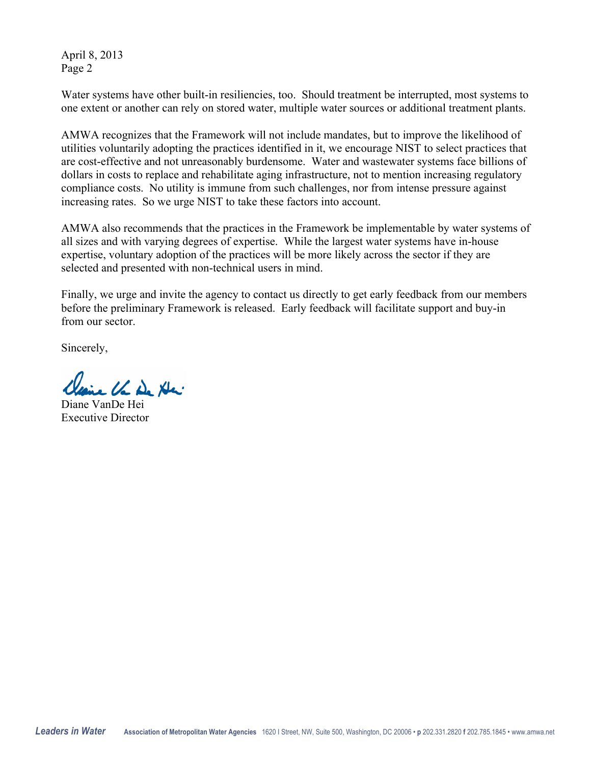Water systems have other built-in resiliencies, too. Should treatment be interrupted, most systems to one extent or another can rely on stored water, multiple water sources or additional treatment plants.

AMWA recognizes that the Framework will not include mandates, but to improve the likelihood of utilities voluntarily adopting the practices identified in it, we encourage NIST to select practices that are cost-effective and not unreasonably burdensome. Water and wastewater systems face billions of dollars in costs to replace and rehabilitate aging infrastructure, not to mention increasing regulatory compliance costs. No utility is immune from such challenges, nor from intense pressure against increasing rates. So we urge NIST to take these factors into account.

AMWA also recommends that the practices in the Framework be implementable by water systems of all sizes and with varying degrees of expertise. While the largest water systems have in-house expertise, voluntary adoption of the practices will be more likely across the sector if they are selected and presented with non-technical users in mind.

Finally, we urge and invite the agency to contact us directly to get early feedback from our members before the preliminary Framework is released. Early feedback will facilitate support and buy-in from our sector.

Sincerely,

Diane VanDe Hei
Executive Director